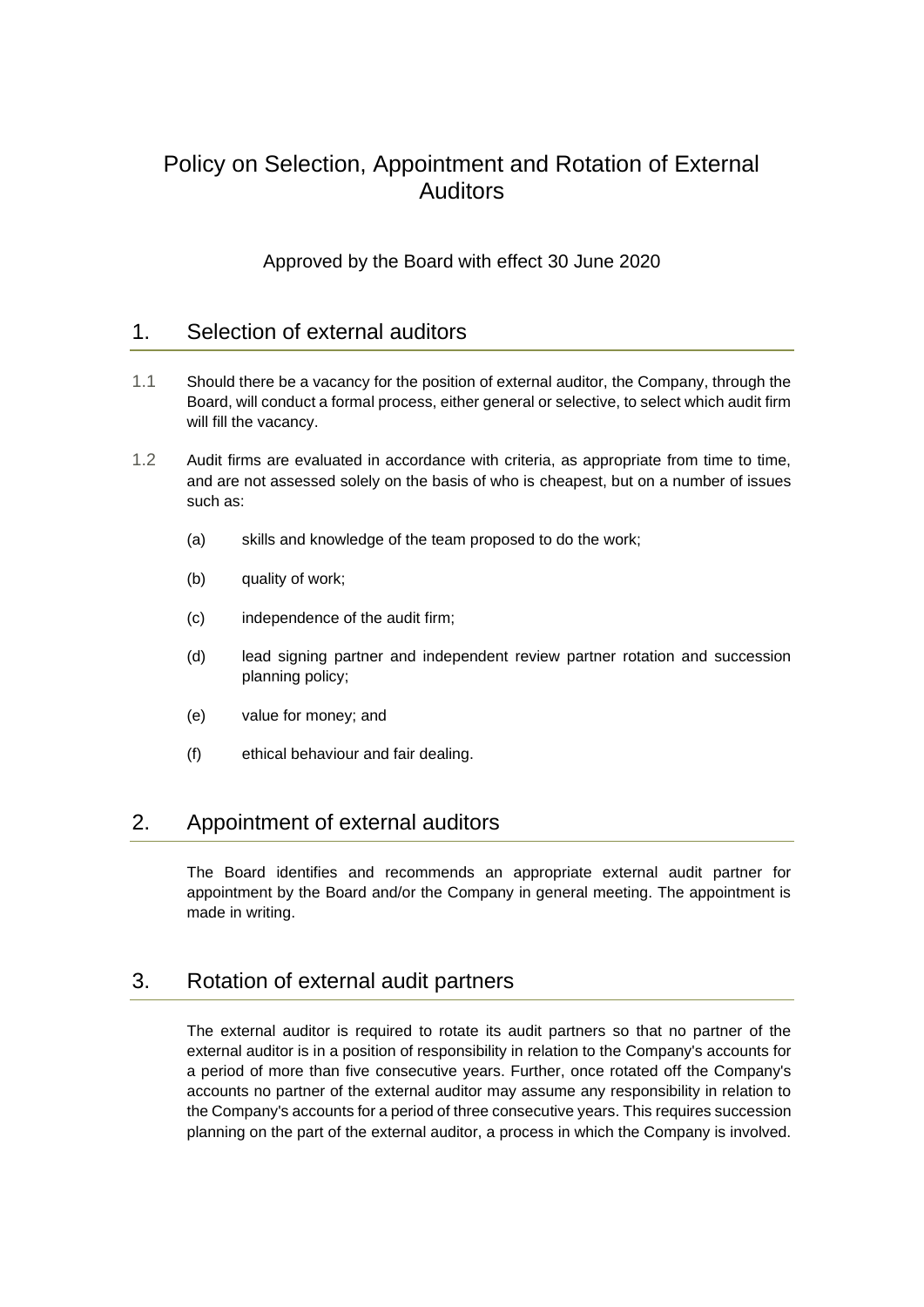# Policy on Selection, Appointment and Rotation of External Auditors

Approved by the Board with effect 30 June 2020

## 1. Selection of external auditors

1.1 Should there be a vacancy for the position of external auditor, the Company, through the Board, will conduct a formal process, either general or selective, to select which audit firm will fill the vacancy.

1.2 Audit firms are evaluated in accordance with criteria, as appropriate from time to time, and are not assessed solely on the basis of who is cheapest, but on a number of issues such as:

(a) skills and knowledge of the team proposed to do the work;

(b) quality of work;

(c) independence of the audit firm;

(d) lead signing partner and independent review partner rotation and succession planning policy;

(e) value for money; and

(f) ethical behaviour and fair dealing.

## 2. Appointment of external auditors

The Board identifies and recommends an appropriate external audit partner for appointment by the Board and/or the Company in general meeting. The appointment is made in writing.

## 3. Rotation of external audit partners

The external auditor is required to rotate its audit partners so that no partner of the external auditor is in a position of responsibility in relation to the Company's accounts for a period of more than five consecutive years. Further, once rotated off the Company's accounts no partner of the external auditor may assume any responsibility in relation to the Company's accounts for a period of three consecutive years. This requires succession planning on the part of the external auditor, a process in which the Company is involved.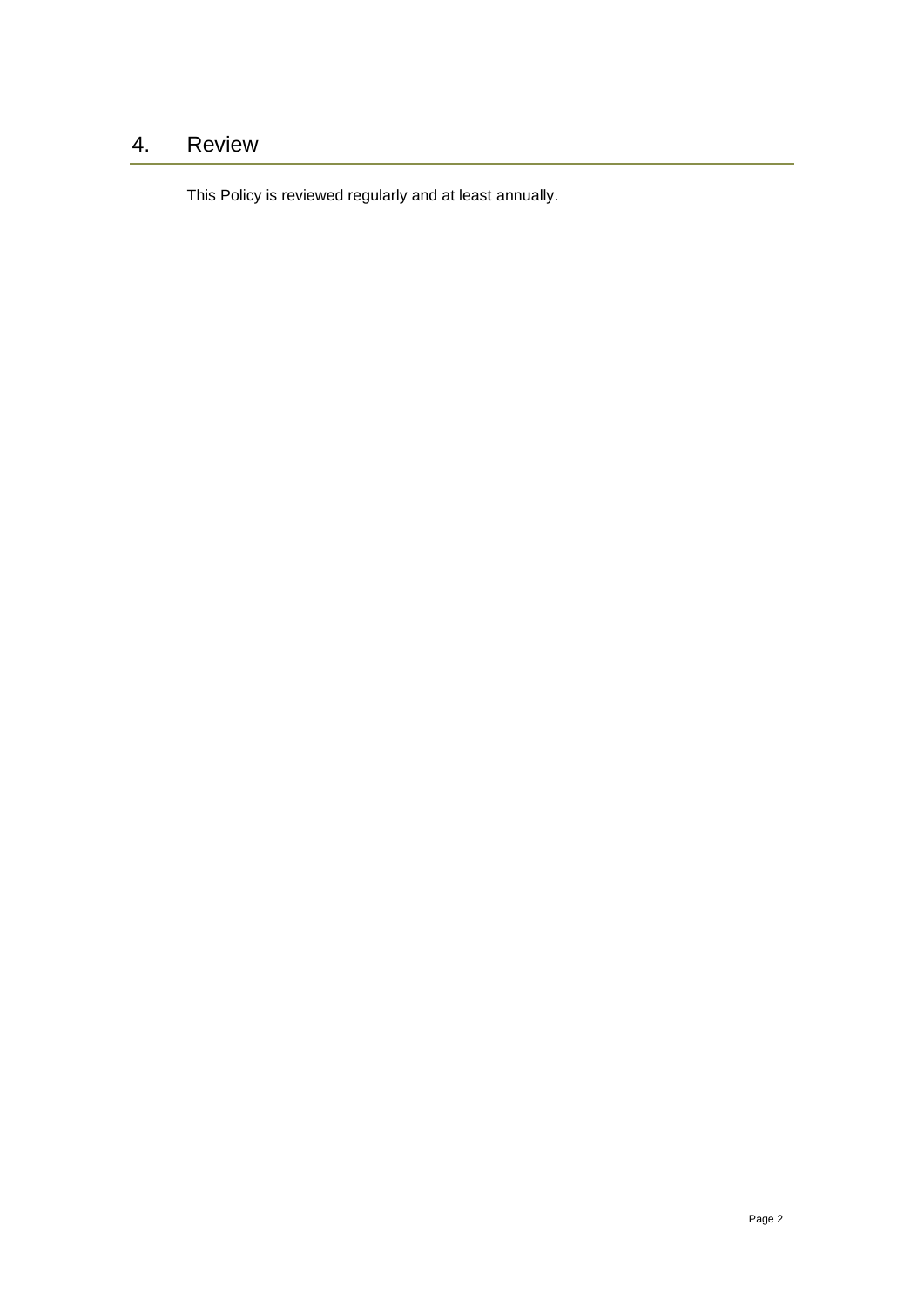## 4. Review

This Policy is reviewed regularly and at least annually.